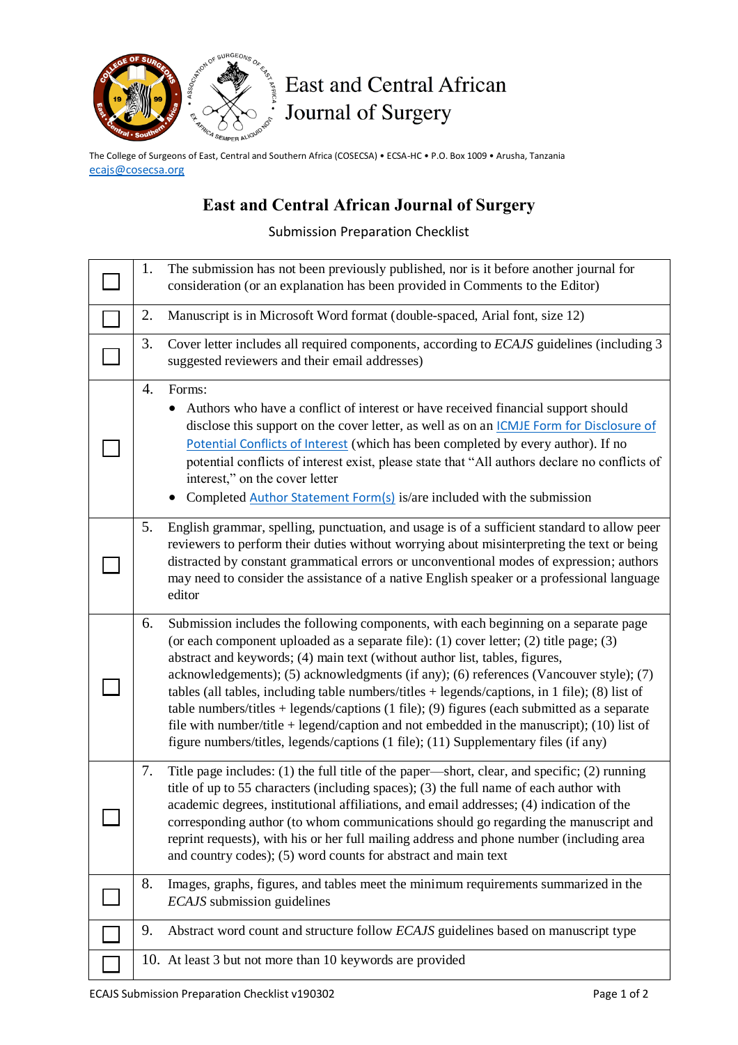East and Central African Journal of Surgery

The College of Surgeons of East, Central and Southern Africa (COSECSA) • ECSA-HC • P.O. Box 1009 • Arusha, Tanzania
ecajs@cosecsa.org

# East and Central African Journal of Surgery

## Submission Preparation Checklist

| | |
|---|---|
| ☐ | 1. The submission has not been previously published, nor is it before another journal for consideration (or an explanation has been provided in Comments to the Editor) |
| ☐ | 2. Manuscript is in Microsoft Word format (double-spaced, Arial font, size 12) |
| ☐ | 3. Cover letter includes all required components, according to *ECAJS* guidelines (including 3 suggested reviewers and their email addresses) |
| ☐ | 4. Forms:<br>• Authors who have a conflict of interest or have received financial support should disclose this support on the cover letter, as well as on an ICMJE Form for Disclosure of Potential Conflicts of Interest (which has been completed by every author). If no potential conflicts of interest exist, please state that "All authors declare no conflicts of interest," on the cover letter<br>• Completed Author Statement Form(s) is/are included with the submission |
| ☐ | 5. English grammar, spelling, punctuation, and usage is of a sufficient standard to allow peer reviewers to perform their duties without worrying about misinterpreting the text or being distracted by constant grammatical errors or unconventional modes of expression; authors may need to consider the assistance of a native English speaker or a professional language editor |
| ☐ | 6. Submission includes the following components, with each beginning on a separate page (or each component uploaded as a separate file): (1) cover letter; (2) title page; (3) abstract and keywords; (4) main text (without author list, tables, figures, acknowledgements); (5) acknowledgments (if any); (6) references (Vancouver style); (7) tables (all tables, including table numbers/titles + legends/captions, in 1 file); (8) list of table numbers/titles + legends/captions (1 file); (9) figures (each submitted as a separate file with number/title + legend/caption and not embedded in the manuscript); (10) list of figure numbers/titles, legends/captions (1 file); (11) Supplementary files (if any) |
| ☐ | 7. Title page includes: (1) the full title of the paper—short, clear, and specific; (2) running title of up to 55 characters (including spaces); (3) the full name of each author with academic degrees, institutional affiliations, and email addresses; (4) indication of the corresponding author (to whom communications should go regarding the manuscript and reprint requests), with his or her full mailing address and phone number (including area and country codes); (5) word counts for abstract and main text |
| ☐ | 8. Images, graphs, figures, and tables meet the minimum requirements summarized in the *ECAJS* submission guidelines |
| ☐ | 9. Abstract word count and structure follow *ECAJS* guidelines based on manuscript type |
| ☐ | 10. At least 3 but not more than 10 keywords are provided |

ECAJS Submission Preparation Checklist v190302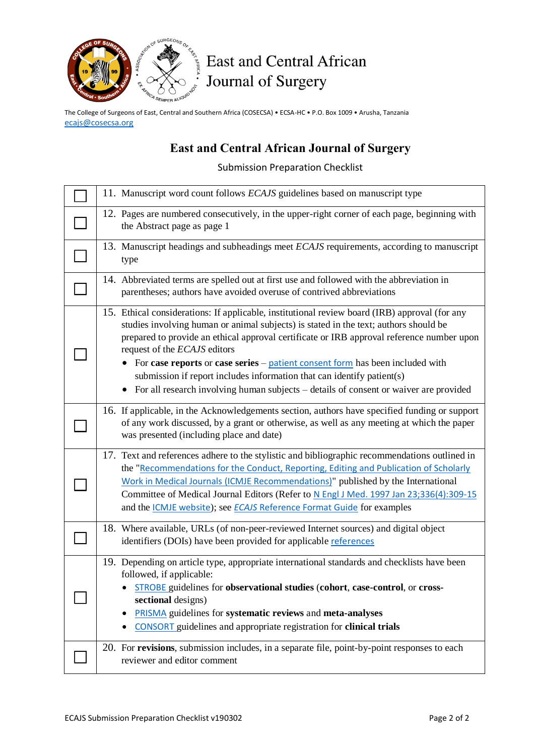East and Central African Journal of Surgery

The College of Surgeons of East, Central and Southern Africa (COSECSA) • ECSA-HC • P.O. Box 1009 • Arusha, Tanzania
ecajs@cosecsa.org

# East and Central African Journal of Surgery

Submission Preparation Checklist

| | |
|---|---|
| ☐ | 11. Manuscript word count follows *ECAJS* guidelines based on manuscript type |
| ☐ | 12. Pages are numbered consecutively, in the upper-right corner of each page, beginning with the Abstract page as page 1 |
| ☐ | 13. Manuscript headings and subheadings meet *ECAJS* requirements, according to manuscript type |
| ☐ | 14. Abbreviated terms are spelled out at first use and followed with the abbreviation in parentheses; authors have avoided overuse of contrived abbreviations |
| ☐ | 15. Ethical considerations: If applicable, institutional review board (IRB) approval (for any studies involving human or animal subjects) is stated in the text; authors should be prepared to provide an ethical approval certificate or IRB approval reference number upon request of the *ECAJS* editors<br>• For **case reports** or **case series** – patient consent form has been included with submission if report includes information that can identify patient(s)<br>• For all research involving human subjects – details of consent or waiver are provided |
| ☐ | 16. If applicable, in the Acknowledgements section, authors have specified funding or support of any work discussed, by a grant or otherwise, as well as any meeting at which the paper was presented (including place and date) |
| ☐ | 17. Text and references adhere to the stylistic and bibliographic recommendations outlined in the "Recommendations for the Conduct, Reporting, Editing and Publication of Scholarly Work in Medical Journals (ICMJE Recommendations)" published by the International Committee of Medical Journal Editors (Refer to N Engl J Med. 1997 Jan 23;336(4):309-15 and the ICMJE website); see *ECAJS* Reference Format Guide for examples |
| ☐ | 18. Where available, URLs (of non-peer-reviewed Internet sources) and digital object identifiers (DOIs) have been provided for applicable references |
| ☐ | 19. Depending on article type, appropriate international standards and checklists have been followed, if applicable:<br>• STROBE guidelines for **observational studies** (**cohort**, **case-control**, or **cross-sectional** designs)<br>• PRISMA guidelines for **systematic reviews** and **meta-analyses**<br>• CONSORT guidelines and appropriate registration for **clinical trials** |
| ☐ | 20. For **revisions**, submission includes, in a separate file, point-by-point responses to each reviewer and editor comment |

ECAJS Submission Preparation Checklist v190302